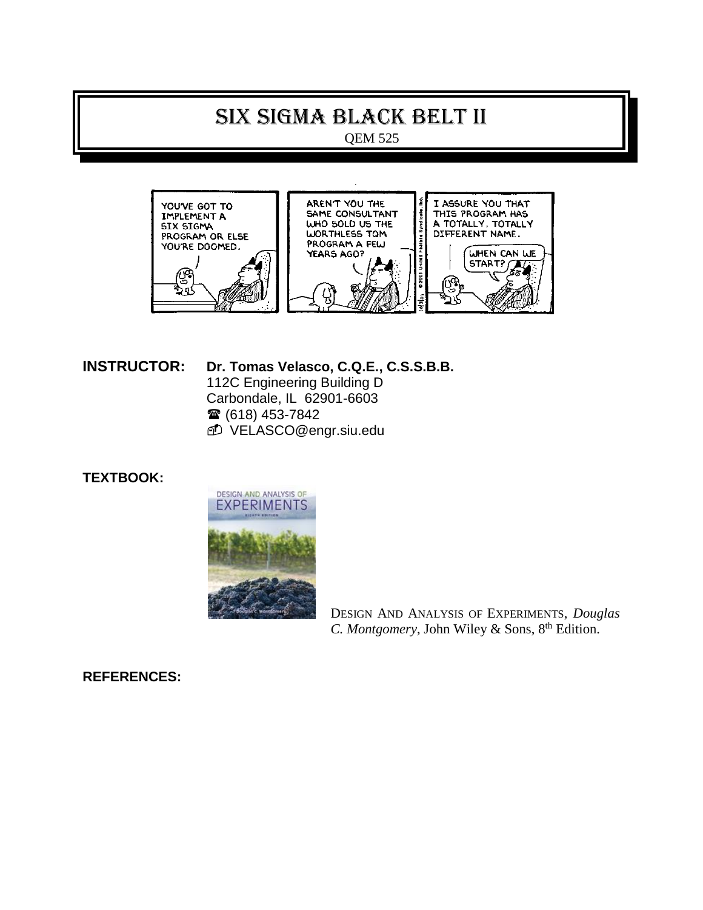# SIX SIGMA BLACK BELT II

QEM 525

**INSTRUCTOR:** **Dr. Tomas Velasco, C.Q.E., C.S.S.B.B.**
112C Engineering Building D
Carbondale, IL 62901-6603
☎ (618) 453-7842
VELASCO@engr.siu.edu

**TEXTBOOK:**

DESIGN AND ANALYSIS OF EXPERIMENTS, *Douglas C. Montgomery*, John Wiley & Sons, 8th Edition.

**REFERENCES:**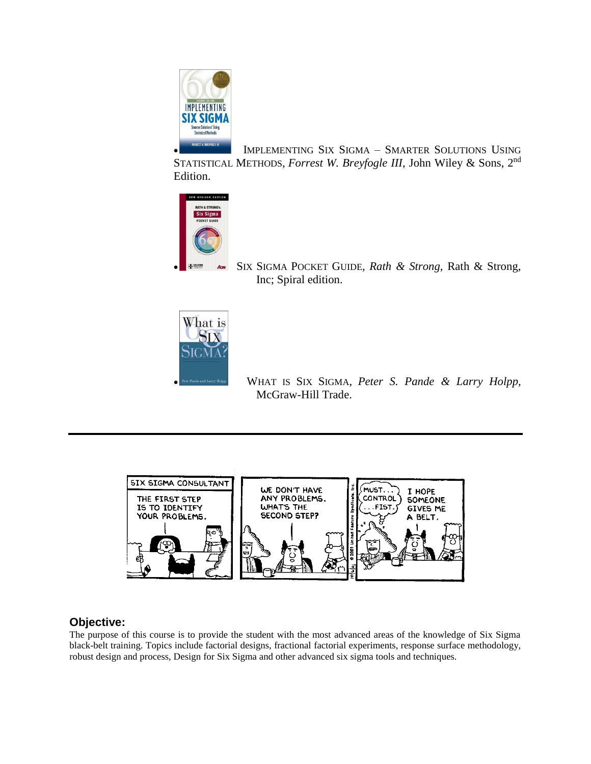- IMPLEMENTING SIX SIGMA – SMARTER SOLUTIONS USING STATISTICAL METHODS, *Forrest W. Breyfogle III*, John Wiley & Sons, 2nd Edition.

- SIX SIGMA POCKET GUIDE, *Rath & Strong*, Rath & Strong, Inc; Spiral edition.

- WHAT IS SIX SIGMA, *Peter S. Pande & Larry Holpp*, McGraw-Hill Trade.

---

## Objective:

The purpose of this course is to provide the student with the most advanced areas of the knowledge of Six Sigma black-belt training. Topics include factorial designs, fractional factorial experiments, response surface methodology, robust design and process, Design for Six Sigma and other advanced six sigma tools and techniques.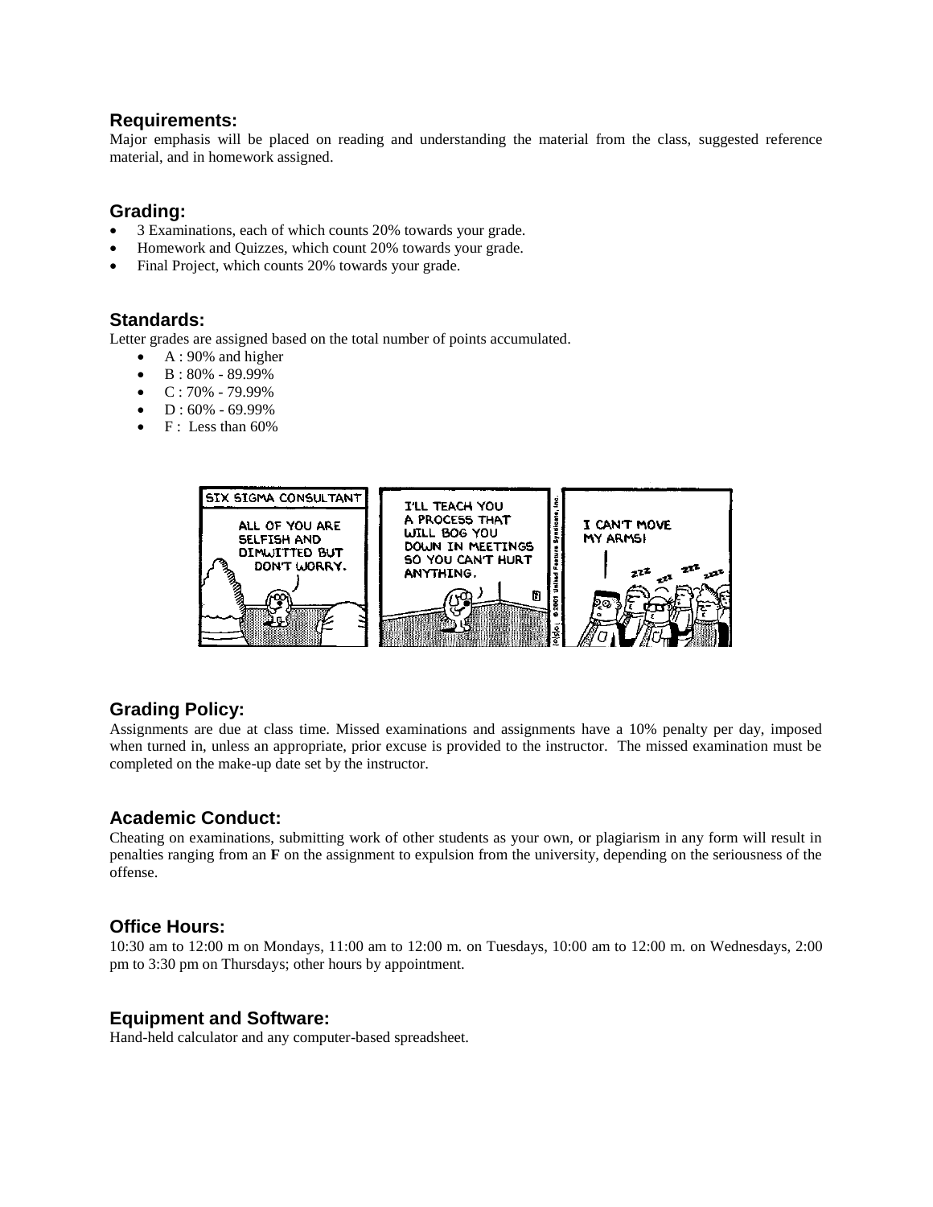## Requirements:

Major emphasis will be placed on reading and understanding the material from the class, suggested reference material, and in homework assigned.

## Grading:

- 3 Examinations, each of which counts 20% towards your grade.
- Homework and Quizzes, which count 20% towards your grade.
- Final Project, which counts 20% towards your grade.

## Standards:

Letter grades are assigned based on the total number of points accumulated.

- A : 90% and higher
- B : 80% - 89.99%
- C : 70% - 79.99%
- D : 60% - 69.99%
- F : Less than 60%

## Grading Policy:

Assignments are due at class time. Missed examinations and assignments have a 10% penalty per day, imposed when turned in, unless an appropriate, prior excuse is provided to the instructor. The missed examination must be completed on the make-up date set by the instructor.

## Academic Conduct:

Cheating on examinations, submitting work of other students as your own, or plagiarism in any form will result in penalties ranging from an **F** on the assignment to expulsion from the university, depending on the seriousness of the offense.

## Office Hours:

10:30 am to 12:00 m on Mondays, 11:00 am to 12:00 m. on Tuesdays, 10:00 am to 12:00 m. on Wednesdays, 2:00 pm to 3:30 pm on Thursdays; other hours by appointment.

## Equipment and Software:

Hand-held calculator and any computer-based spreadsheet.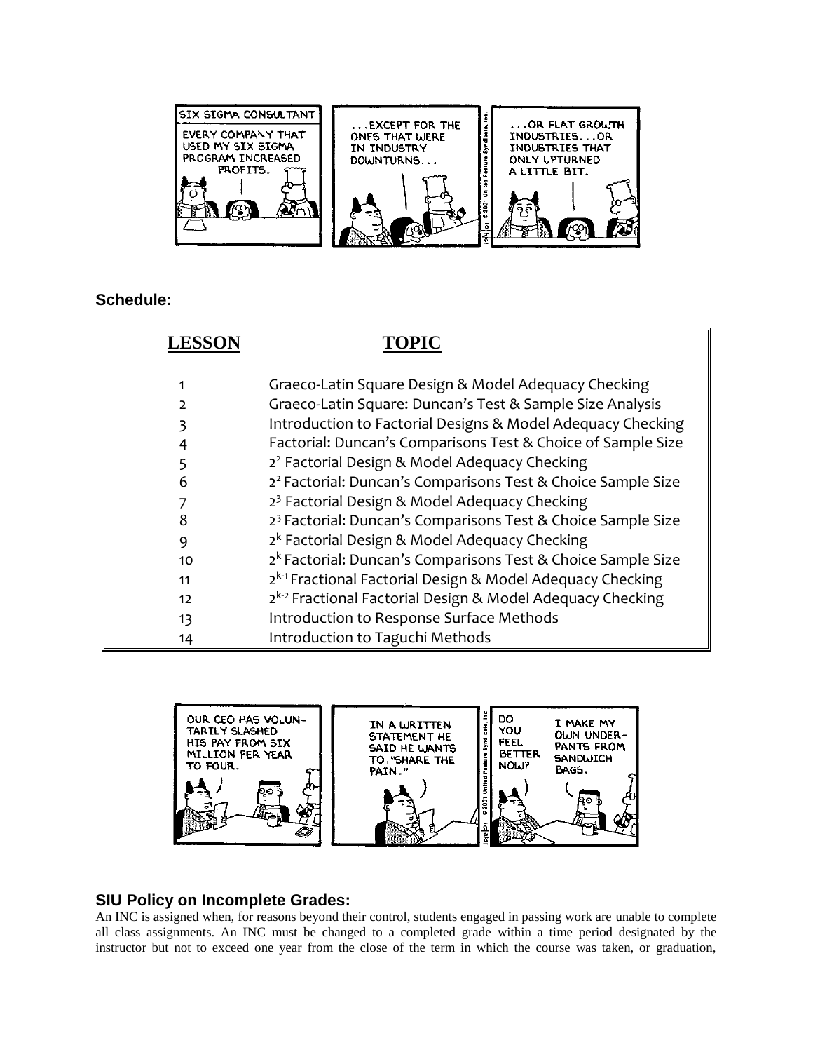## Schedule:

| LESSON | TOPIC |
| --- | --- |
| 1 | Graeco-Latin Square Design & Model Adequacy Checking |
| 2 | Graeco-Latin Square: Duncan's Test & Sample Size Analysis |
| 3 | Introduction to Factorial Designs & Model Adequacy Checking |
| 4 | Factorial: Duncan's Comparisons Test & Choice of Sample Size |
| 5 | $2^2$ Factorial Design & Model Adequacy Checking |
| 6 | $2^2$ Factorial: Duncan's Comparisons Test & Choice Sample Size |
| 7 | $2^3$ Factorial Design & Model Adequacy Checking |
| 8 | $2^3$ Factorial: Duncan's Comparisons Test & Choice Sample Size |
| 9 | $2^k$ Factorial Design & Model Adequacy Checking |
| 10 | $2^k$ Factorial: Duncan's Comparisons Test & Choice Sample Size |
| 11 | $2^{k-1}$ Fractional Factorial Design & Model Adequacy Checking |
| 12 | $2^{k-2}$ Fractional Factorial Design & Model Adequacy Checking |
| 13 | Introduction to Response Surface Methods |
| 14 | Introduction to Taguchi Methods |

## SIU Policy on Incomplete Grades:

An INC is assigned when, for reasons beyond their control, students engaged in passing work are unable to complete all class assignments. An INC must be changed to a completed grade within a time period designated by the instructor but not to exceed one year from the close of the term in which the course was taken, or graduation,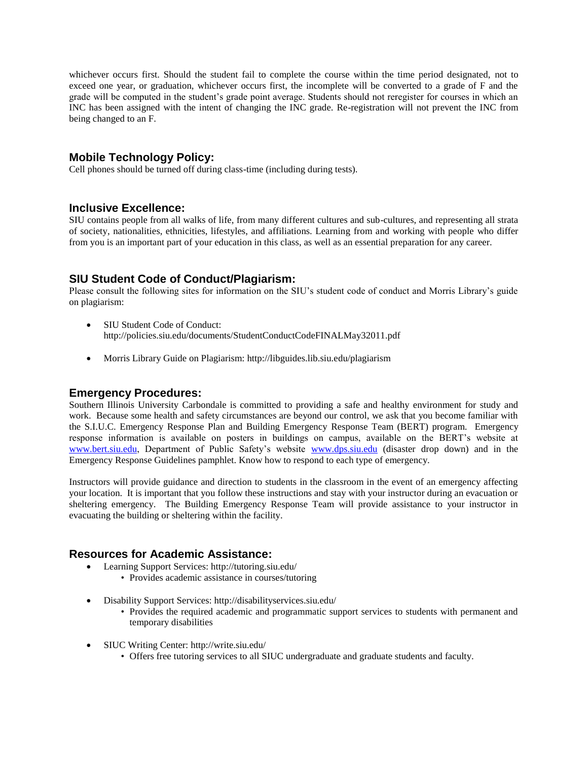whichever occurs first. Should the student fail to complete the course within the time period designated, not to exceed one year, or graduation, whichever occurs first, the incomplete will be converted to a grade of F and the grade will be computed in the student's grade point average. Students should not reregister for courses in which an INC has been assigned with the intent of changing the INC grade. Re-registration will not prevent the INC from being changed to an F.

## Mobile Technology Policy:

Cell phones should be turned off during class-time (including during tests).

## Inclusive Excellence:

SIU contains people from all walks of life, from many different cultures and sub-cultures, and representing all strata of society, nationalities, ethnicities, lifestyles, and affiliations. Learning from and working with people who differ from you is an important part of your education in this class, as well as an essential preparation for any career.

## SIU Student Code of Conduct/Plagiarism:

Please consult the following sites for information on the SIU's student code of conduct and Morris Library's guide on plagiarism:

- SIU Student Code of Conduct: http://policies.siu.edu/documents/StudentConductCodeFINALMay32011.pdf
- Morris Library Guide on Plagiarism: http://libguides.lib.siu.edu/plagiarism

## Emergency Procedures:

Southern Illinois University Carbondale is committed to providing a safe and healthy environment for study and work. Because some health and safety circumstances are beyond our control, we ask that you become familiar with the S.I.U.C. Emergency Response Plan and Building Emergency Response Team (BERT) program. Emergency response information is available on posters in buildings on campus, available on the BERT's website at www.bert.siu.edu, Department of Public Safety's website www.dps.siu.edu (disaster drop down) and in the Emergency Response Guidelines pamphlet. Know how to respond to each type of emergency.

Instructors will provide guidance and direction to students in the classroom in the event of an emergency affecting your location. It is important that you follow these instructions and stay with your instructor during an evacuation or sheltering emergency. The Building Emergency Response Team will provide assistance to your instructor in evacuating the building or sheltering within the facility.

## Resources for Academic Assistance:

- Learning Support Services: http://tutoring.siu.edu/
  - Provides academic assistance in courses/tutoring
- Disability Support Services: http://disabilityservices.siu.edu/
  - Provides the required academic and programmatic support services to students with permanent and temporary disabilities
- SIUC Writing Center: http://write.siu.edu/
  - Offers free tutoring services to all SIUC undergraduate and graduate students and faculty.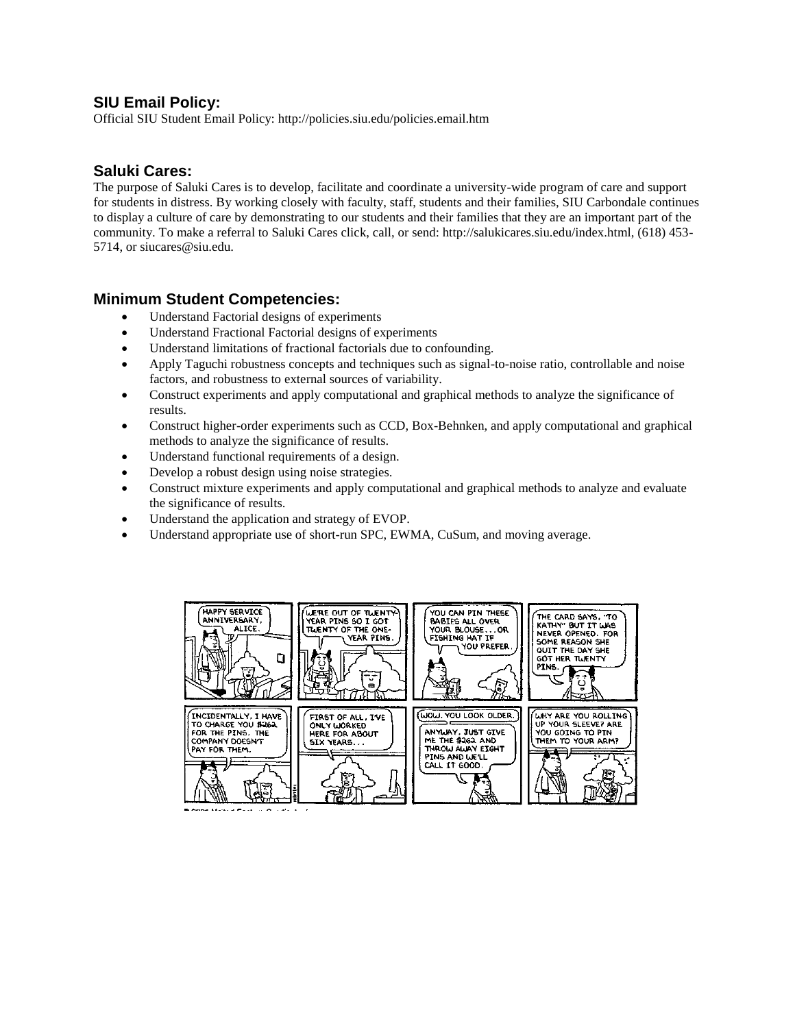## SIU Email Policy:

Official SIU Student Email Policy: http://policies.siu.edu/policies.email.htm

## Saluki Cares:

The purpose of Saluki Cares is to develop, facilitate and coordinate a university-wide program of care and support for students in distress. By working closely with faculty, staff, students and their families, SIU Carbondale continues to display a culture of care by demonstrating to our students and their families that they are an important part of the community. To make a referral to Saluki Cares click, call, or send: http://salukicares.siu.edu/index.html, (618) 453-5714, or siucares@siu.edu.

## Minimum Student Competencies:

- Understand Factorial designs of experiments
- Understand Fractional Factorial designs of experiments
- Understand limitations of fractional factorials due to confounding.
- Apply Taguchi robustness concepts and techniques such as signal-to-noise ratio, controllable and noise factors, and robustness to external sources of variability.
- Construct experiments and apply computational and graphical methods to analyze the significance of results.
- Construct higher-order experiments such as CCD, Box-Behnken, and apply computational and graphical methods to analyze the significance of results.
- Understand functional requirements of a design.
- Develop a robust design using noise strategies.
- Construct mixture experiments and apply computational and graphical methods to analyze and evaluate the significance of results.
- Understand the application and strategy of EVOP.
- Understand appropriate use of short-run SPC, EWMA, CuSum, and moving average.